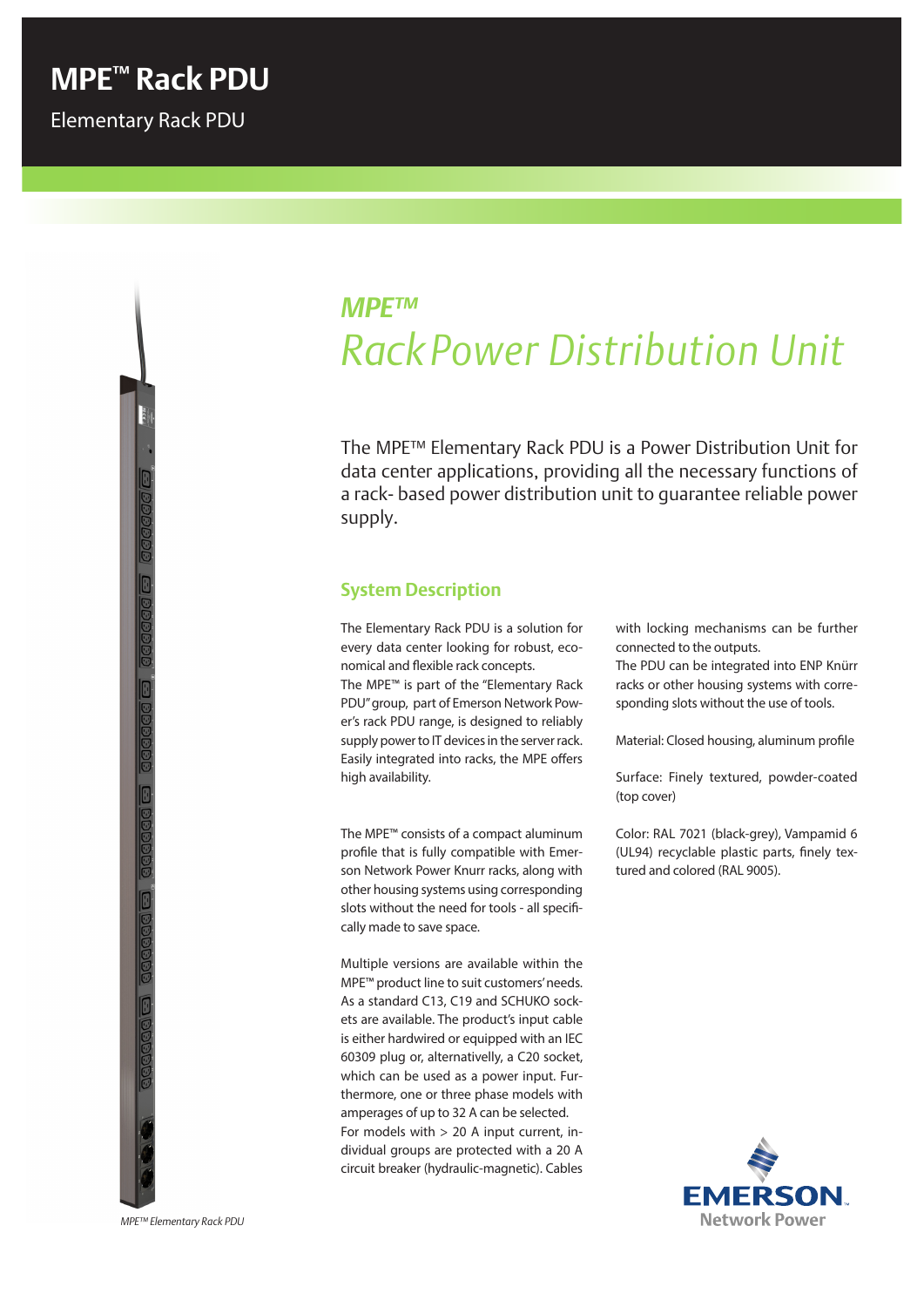# MPE™ Rack PDU

Elementary Rack PDU

## *MPE™*

## *Rack Power Distribution Unit*

The MPE™ Elementary Rack PDU is a Power Distribution Unit for data center applications, providing all the necessary functions of a rack- based power distribution unit to guarantee reliable power supply.

### System Description

The Elementary Rack PDU is a solution for every data center looking for robust, economical and flexible rack concepts.
The MPE™ is part of the "Elementary Rack PDU" group, part of Emerson Network Power's rack PDU range, is designed to reliably supply power to IT devices in the server rack. Easily integrated into racks, the MPE offers high availability.

The MPE™ consists of a compact aluminum profile that is fully compatible with Emerson Network Power Knurr racks, along with other housing systems using corresponding slots without the need for tools - all specifically made to save space.

Multiple versions are available within the MPE™ product line to suit customers' needs. As a standard C13, C19 and SCHUKO sockets are available. The product's input cable is either hardwired or equipped with an IEC 60309 plug or, alternativelly, a C20 socket, which can be used as a power input. Furthermore, one or three phase models with amperages of up to 32 A can be selected. For models with > 20 A input current, individual groups are protected with a 20 A circuit breaker (hydraulic-magnetic). Cables with locking mechanisms can be further connected to the outputs.
The PDU can be integrated into ENP Knürr racks or other housing systems with corresponding slots without the use of tools.

Material: Closed housing, aluminum profile

Surface: Finely textured, powder-coated (top cover)

Color: RAL 7021 (black-grey), Vampamid 6 (UL94) recyclable plastic parts, finely textured and colored (RAL 9005).

*MPE™ Elementary Rack PDU*

EMERSON Network Power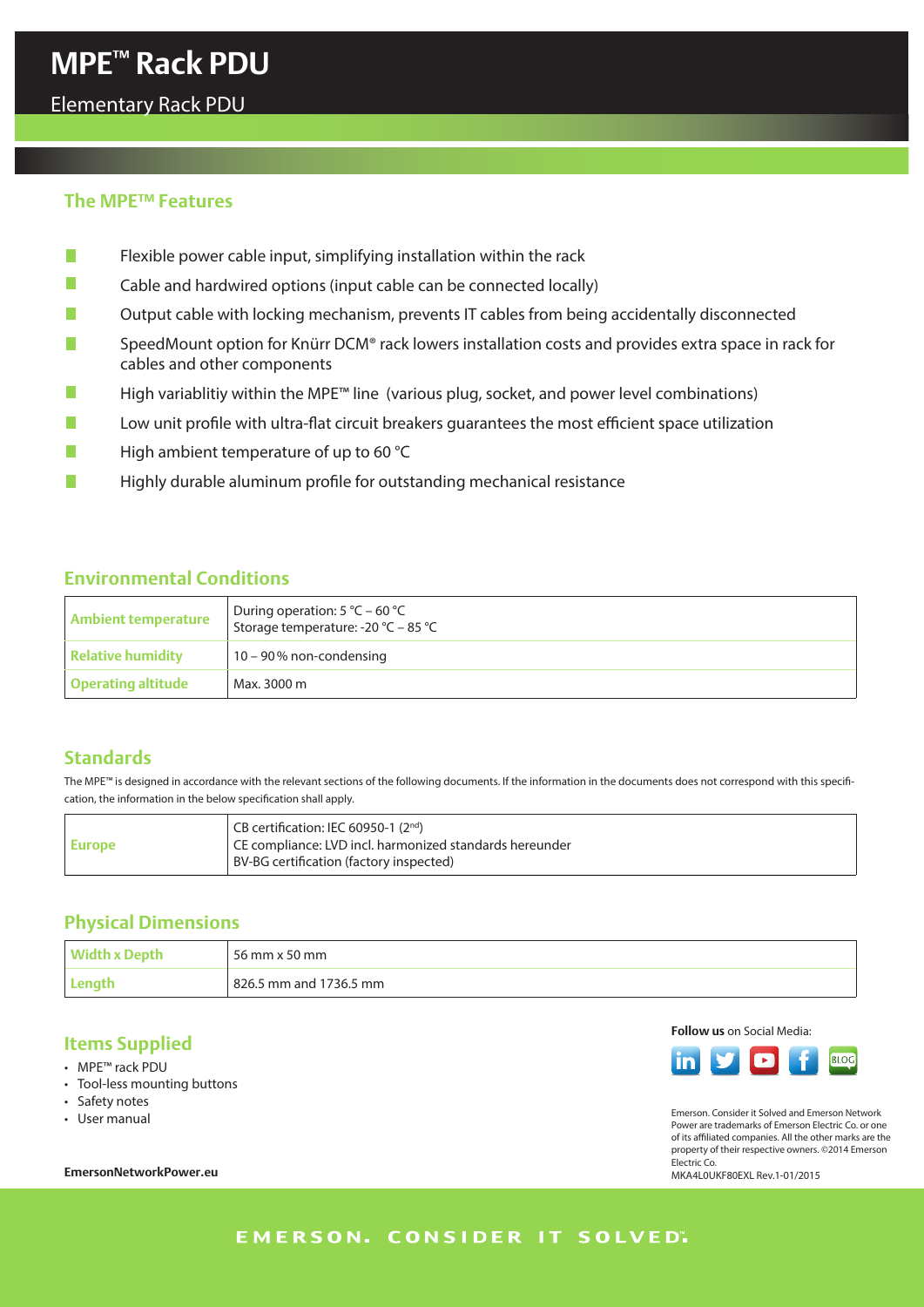# MPE™ Rack PDU

Elementary Rack PDU

## The MPE™ Features

- Flexible power cable input, simplifying installation within the rack
- Cable and hardwired options (input cable can be connected locally)
- Output cable with locking mechanism, prevents IT cables from being accidentally disconnected
- SpeedMount option for Knürr DCM® rack lowers installation costs and provides extra space in rack for cables and other components
- High variablitiy within the MPE™ line (various plug, socket, and power level combinations)
- Low unit profile with ultra-flat circuit breakers guarantees the most efficient space utilization
- High ambient temperature of up to 60 °C
- Highly durable aluminum profile for outstanding mechanical resistance

## Environmental Conditions

| | |
|---|---|
| **Ambient temperature** | During operation: 5 °C – 60 °C<br>Storage temperature: -20 °C – 85 °C |
| **Relative humidity** | 10 – 90 % non-condensing |
| **Operating altitude** | Max. 3000 m |

## Standards

The MPE™ is designed in accordance with the relevant sections of the following documents. If the information in the documents does not correspond with this specification, the information in the below specification shall apply.

| | |
|---|---|
| **Europe** | CB certification: IEC 60950-1 (2nd)<br>CE compliance: LVD incl. harmonized standards hereunder<br>BV-BG certification (factory inspected) |

## Physical Dimensions

| | |
|---|---|
| **Width x Depth** | 56 mm x 50 mm |
| **Length** | 826.5 mm and 1736.5 mm |

## Items Supplied

- MPE™ rack PDU
- Tool-less mounting buttons
- Safety notes
- User manual

**Follow us** on Social Media:

Emerson. Consider it Solved and Emerson Network Power are trademarks of Emerson Electric Co. or one of its affiliated companies. All the other marks are the property of their respective owners. ©2014 Emerson Electric Co.
MKA4L0UKF80EXL Rev.1-01/2015

**EmersonNetworkPower.eu**

EMERSON. CONSIDER IT SOLVED.